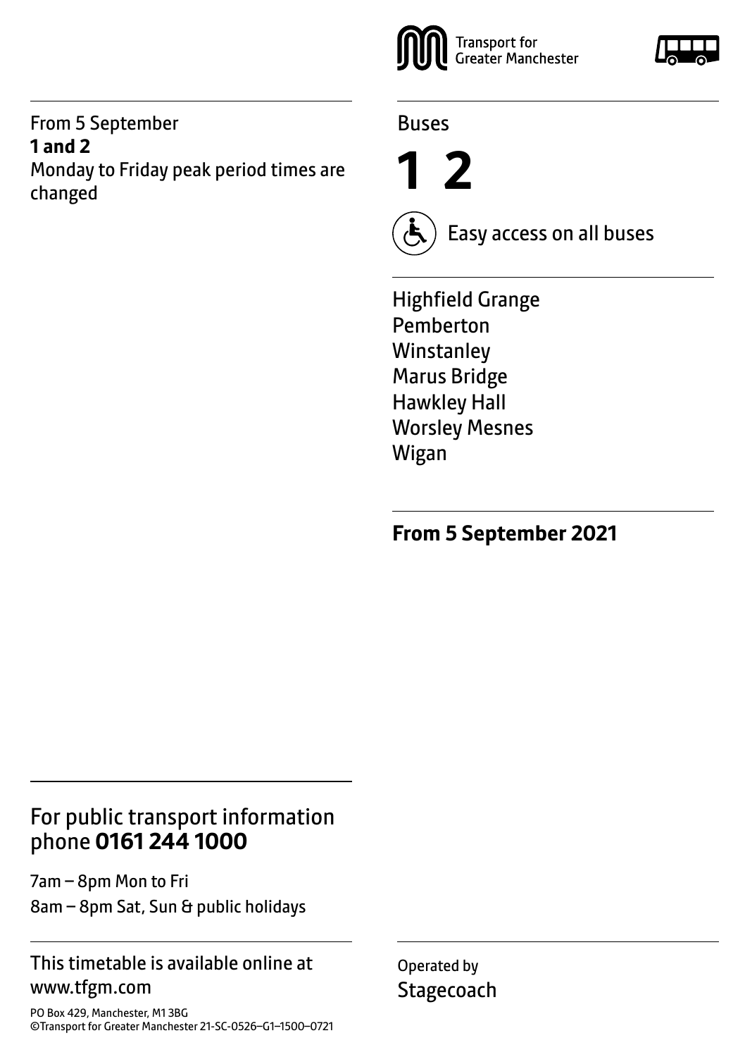From 5 September
**1 and 2**
Monday to Friday peak period times are changed

Transport for Greater Manchester

Buses

# 1 2

Easy access on all buses

Highfield Grange
Pemberton
Winstanley
Marus Bridge
Hawkley Hall
Worsley Mesnes
Wigan

**From 5 September 2021**

## For public transport information phone **0161 244 1000**

7am – 8pm Mon to Fri
8am – 8pm Sat, Sun & public holidays

This timetable is available online at www.tfgm.com

PO Box 429, Manchester, M1 3BG
©Transport for Greater Manchester 21-SC-0526–G1–1500–0721

Operated by
Stagecoach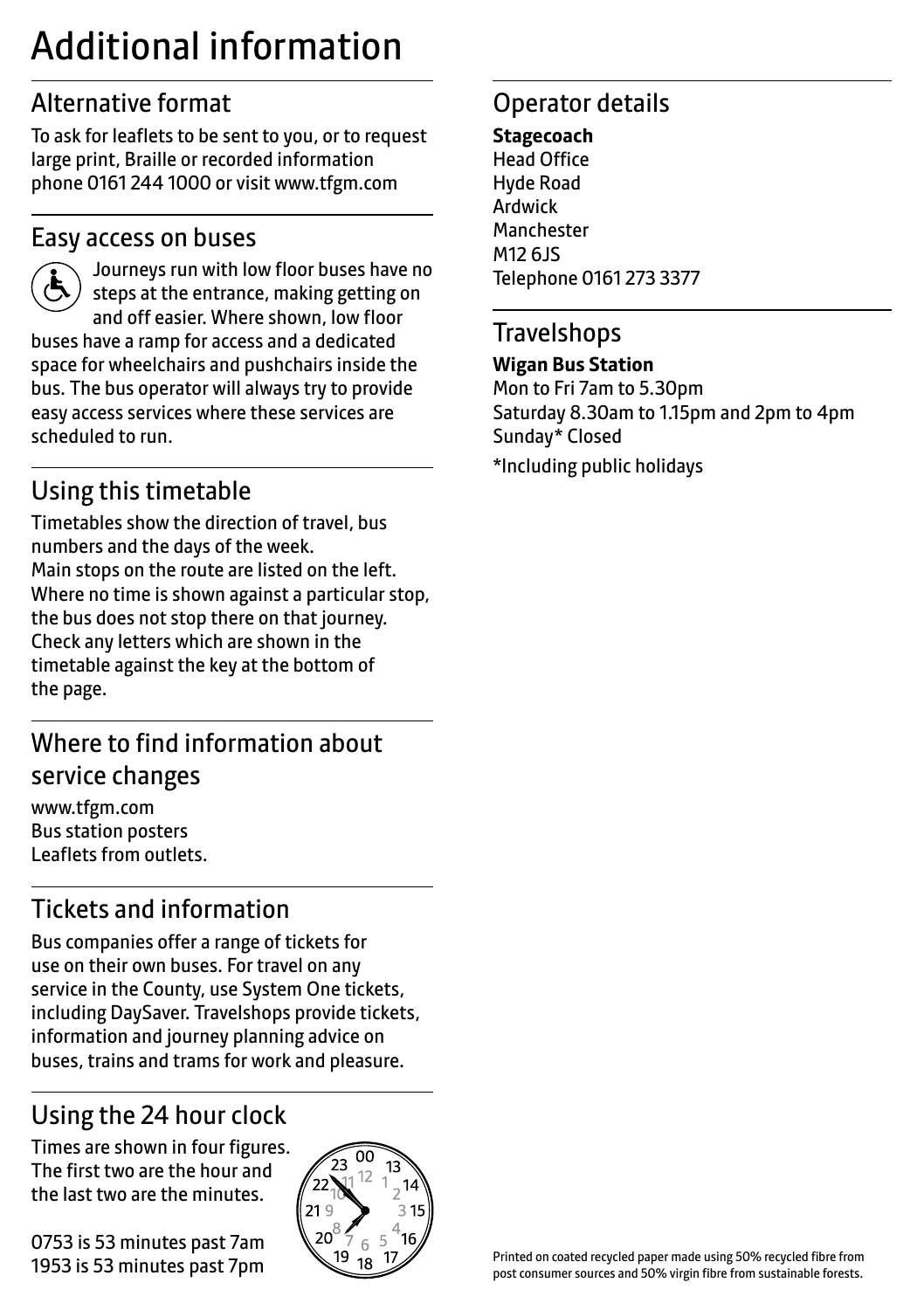# Additional information

## Alternative format

To ask for leaflets to be sent to you, or to request large print, Braille or recorded information phone 0161 244 1000 or visit www.tfgm.com

## Easy access on buses

Journeys run with low floor buses have no steps at the entrance, making getting on and off easier. Where shown, low floor buses have a ramp for access and a dedicated space for wheelchairs and pushchairs inside the bus. The bus operator will always try to provide easy access services where these services are scheduled to run.

## Using this timetable

Timetables show the direction of travel, bus numbers and the days of the week.
Main stops on the route are listed on the left. Where no time is shown against a particular stop, the bus does not stop there on that journey. Check any letters which are shown in the timetable against the key at the bottom of the page.

## Where to find information about service changes

www.tfgm.com
Bus station posters
Leaflets from outlets.

## Tickets and information

Bus companies offer a range of tickets for use on their own buses. For travel on any service in the County, use System One tickets, including DaySaver. Travelshops provide tickets, information and journey planning advice on buses, trains and trams for work and pleasure.

## Using the 24 hour clock

Times are shown in four figures. The first two are the hour and the last two are the minutes.

0753 is 53 minutes past 7am
1953 is 53 minutes past 7pm

## Operator details

**Stagecoach**
Head Office
Hyde Road
Ardwick
Manchester
M12 6JS
Telephone 0161 273 3377

## Travelshops

**Wigan Bus Station**
Mon to Fri 7am to 5.30pm
Saturday 8.30am to 1.15pm and 2pm to 4pm
Sunday* Closed

*Including public holidays

Printed on coated recycled paper made using 50% recycled fibre from post consumer sources and 50% virgin fibre from sustainable forests.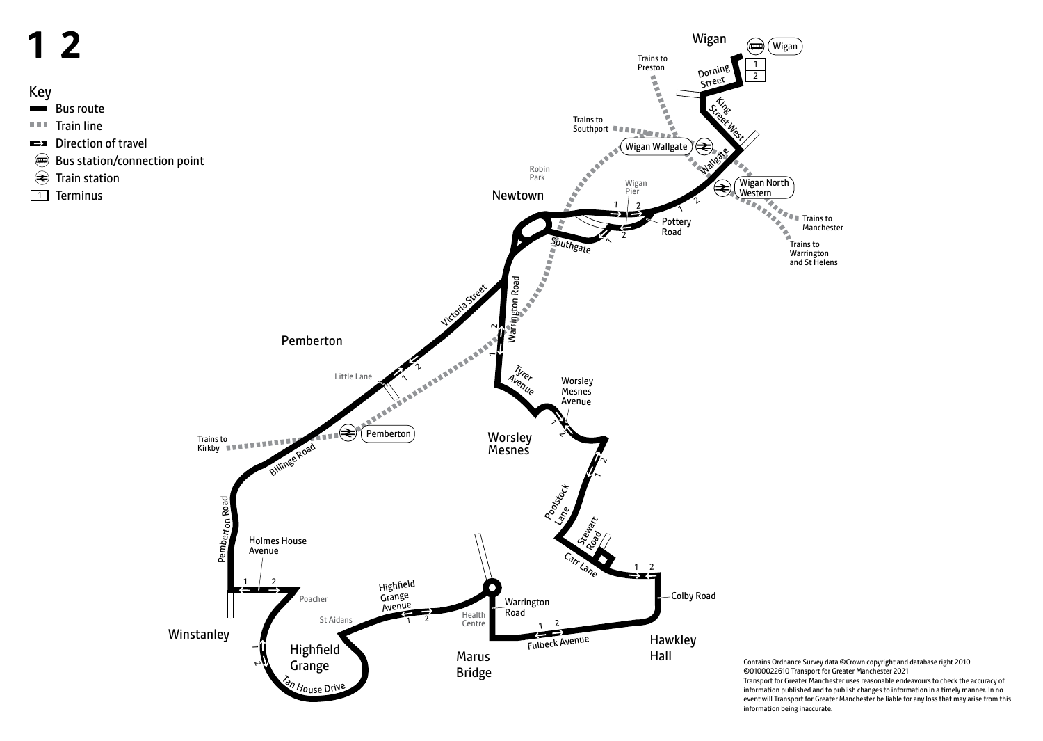# 1 2

## Key

- Bus route
- Train line
- Direction of travel
- Bus station/connection point
- Train station
- 1 Terminus

Wigan

Wigan

1

2

Dorning Street

King Street West

Trains to Preston

Trains to Southport

Wigan Wallgate

Wallgate

Wigan North Western

Trains to Manchester

Trains to Warrington and St Helens

Robin Park

Wigan Pier

Newtown

Pottery Road

Southgate

Victoria Street

Warrington Road

Pemberton

Little Lane

Tyrer Avenue

Worsley Mesnes Avenue

Worsley Mesnes

Trains to Kirkby

Pemberton

Billinge Road

Poolstock Lane

Stewart Road

Carr Lane

Pemberton Road

Holmes House Avenue

Colby Road

Poacher

Highfield Grange Avenue

Warrington Road

St Aidans

Health Centre

Fulbeck Avenue

Winstanley

Highfield Grange

Marus Bridge

Hawkley Hall

Tan House Drive

Contains Ordnance Survey data ©Crown copyright and database right 2010
©0100022610 Transport for Greater Manchester 2021
Transport for Greater Manchester uses reasonable endeavours to check the accuracy of information published and to publish changes to information in a timely manner. In no event will Transport for Greater Manchester be liable for any loss that may arise from this information being inaccurate.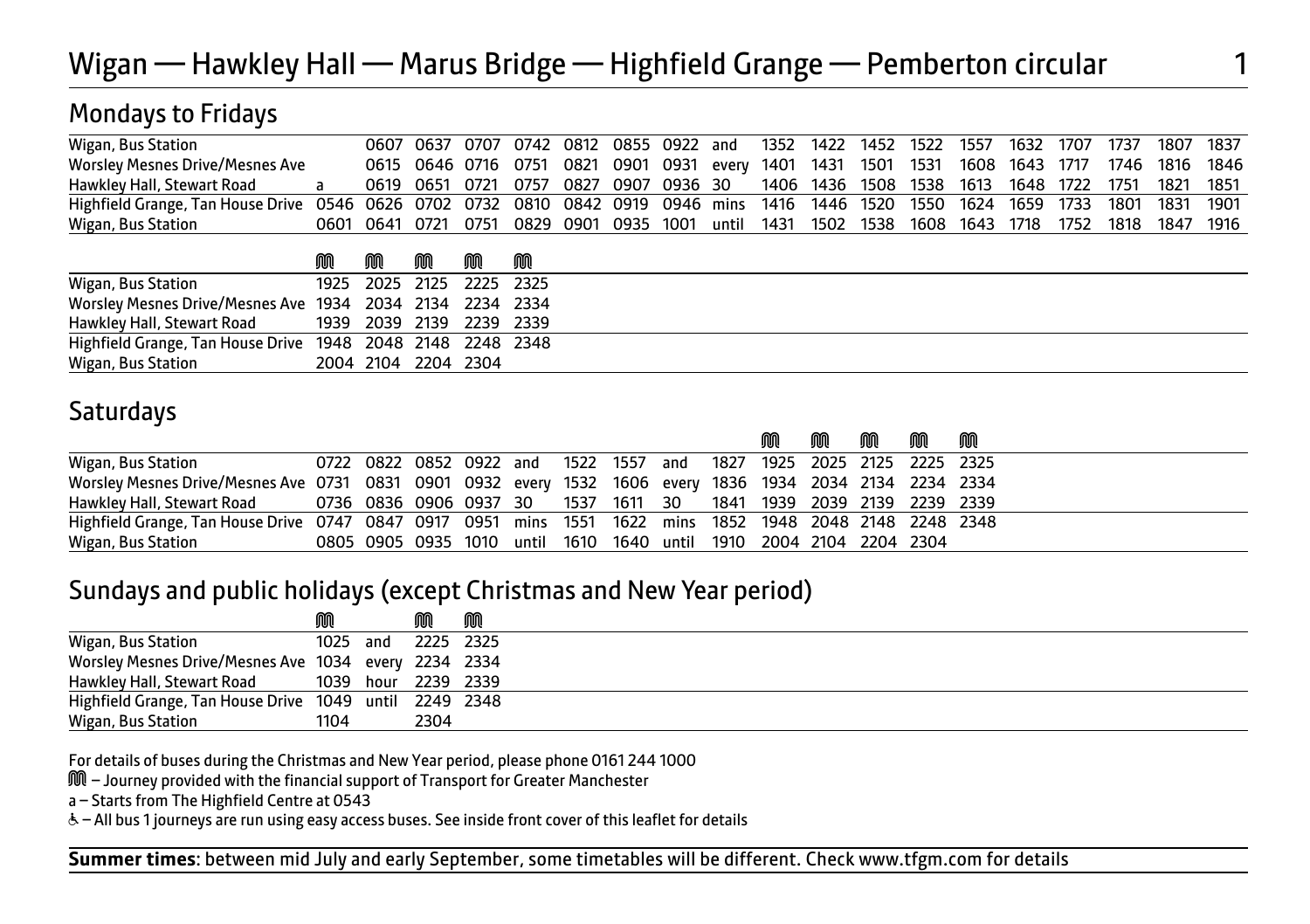# Wigan — Hawkley Hall — Marus Bridge — Highfield Grange — Pemberton circular

1

## Mondays to Fridays

| | | | | | | | | | | | | | | | | | | | | |
|---|---|---|---|---|---|---|---|---|---|---|---|---|---|---|---|---|---|---|---|---|
| Wigan, Bus Station | | 0607 | 0637 | 0707 | 0742 | 0812 | 0855 | 0922 | and | 1352 | 1422 | 1452 | 1522 | 1557 | 1632 | 1707 | 1737 | 1807 | 1837 |
| Worsley Mesnes Drive/Mesnes Ave | | 0615 | 0646 | 0716 | 0751 | 0821 | 0901 | 0931 | every | 1401 | 1431 | 1501 | 1531 | 1608 | 1643 | 1717 | 1746 | 1816 | 1846 |
| Hawkley Hall, Stewart Road | a | 0619 | 0651 | 0721 | 0757 | 0827 | 0907 | 0936 | 30 | 1406 | 1436 | 1508 | 1538 | 1613 | 1648 | 1722 | 1751 | 1821 | 1851 |
| Highfield Grange, Tan House Drive | 0546 | 0626 | 0702 | 0732 | 0810 | 0842 | 0919 | 0946 | mins | 1416 | 1446 | 1520 | 1550 | 1624 | 1659 | 1733 | 1801 | 1831 | 1901 |
| Wigan, Bus Station | 0601 | 0641 | 0721 | 0751 | 0829 | 0901 | 0935 | 1001 | until | 1431 | 1502 | 1538 | 1608 | 1643 | 1718 | 1752 | 1818 | 1847 | 1916 |

| | M | M | M | M | M |
|---|---|---|---|---|---|
| Wigan, Bus Station | 1925 | 2025 | 2125 | 2225 | 2325 |
| Worsley Mesnes Drive/Mesnes Ave | 1934 | 2034 | 2134 | 2234 | 2334 |
| Hawkley Hall, Stewart Road | 1939 | 2039 | 2139 | 2239 | 2339 |
| Highfield Grange, Tan House Drive | 1948 | 2048 | 2148 | 2248 | 2348 |
| Wigan, Bus Station | 2004 | 2104 | 2204 | 2304 | |

## Saturdays

| | | | | | | | | | | M | M | M | M | M |
|---|---|---|---|---|---|---|---|---|---|---|---|---|---|---|
| Wigan, Bus Station | 0722 | 0822 | 0852 | 0922 | and | 1522 | 1557 | and | 1827 | 1925 | 2025 | 2125 | 2225 | 2325 |
| Worsley Mesnes Drive/Mesnes Ave | 0731 | 0831 | 0901 | 0932 | every | 1532 | 1606 | every | 1836 | 1934 | 2034 | 2134 | 2234 | 2334 |
| Hawkley Hall, Stewart Road | 0736 | 0836 | 0906 | 0937 | 30 | 1537 | 1611 | 30 | 1841 | 1939 | 2039 | 2139 | 2239 | 2339 |
| Highfield Grange, Tan House Drive | 0747 | 0847 | 0917 | 0951 | mins | 1551 | 1622 | mins | 1852 | 1948 | 2048 | 2148 | 2248 | 2348 |
| Wigan, Bus Station | 0805 | 0905 | 0935 | 1010 | until | 1610 | 1640 | until | 1910 | 2004 | 2104 | 2204 | 2304 | |

## Sundays and public holidays (except Christmas and New Year period)

| | M | | M | M |
|---|---|---|---|---|
| Wigan, Bus Station | 1025 | and | 2225 | 2325 |
| Worsley Mesnes Drive/Mesnes Ave | 1034 | every | 2234 | 2334 |
| Hawkley Hall, Stewart Road | 1039 | hour | 2239 | 2339 |
| Highfield Grange, Tan House Drive | 1049 | until | 2249 | 2348 |
| Wigan, Bus Station | 1104 | | 2304 | |

For details of buses during the Christmas and New Year period, please phone 0161 244 1000

M – Journey provided with the financial support of Transport for Greater Manchester

a – Starts from The Highfield Centre at 0543

♿ – All bus 1 journeys are run using easy access buses. See inside front cover of this leaflet for details

**Summer times**: between mid July and early September, some timetables will be different. Check www.tfgm.com for details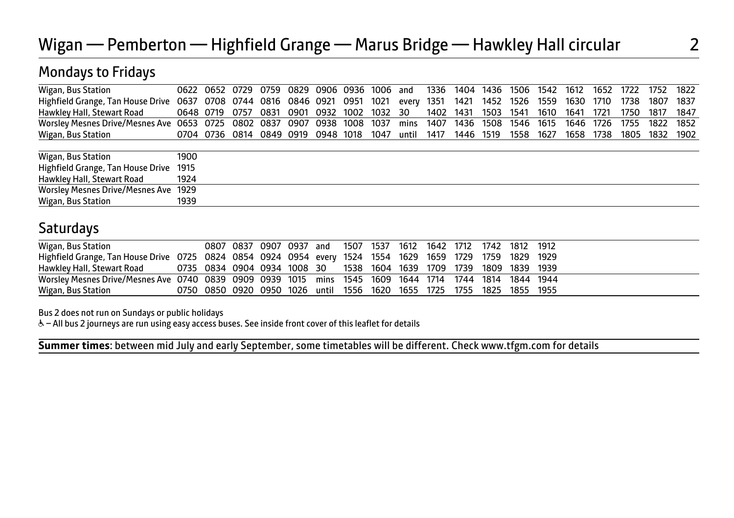# Wigan — Pemberton — Highfield Grange — Marus Bridge — Hawkley Hall circular 2

## Mondays to Fridays

| | | | | | | | | | | | | | | | | | | | | |
|---|---|---|---|---|---|---|---|---|---|---|---|---|---|---|---|---|---|---|---|---|
| Wigan, Bus Station | 0622 | 0652 | 0729 | 0759 | 0829 | 0906 | 0936 | 1006 | and | 1336 | 1404 | 1436 | 1506 | 1542 | 1612 | 1652 | 1722 | 1752 | 1822 | 1900 |
| Highfield Grange, Tan House Drive | 0637 | 0708 | 0744 | 0816 | 0846 | 0921 | 0951 | 1021 | every | 1351 | 1421 | 1452 | 1526 | 1559 | 1630 | 1710 | 1738 | 1807 | 1837 | 1915 |
| Hawkley Hall, Stewart Road | 0648 | 0719 | 0757 | 0831 | 0901 | 0932 | 1002 | 1032 | 30 | 1402 | 1431 | 1503 | 1541 | 1610 | 1641 | 1721 | 1750 | 1817 | 1847 | 1924 |
| Worsley Mesnes Drive/Mesnes Ave | 0653 | 0725 | 0802 | 0837 | 0907 | 0938 | 1008 | 1037 | mins | 1407 | 1436 | 1508 | 1546 | 1615 | 1646 | 1726 | 1755 | 1822 | 1852 | 1929 |
| Wigan, Bus Station | 0704 | 0736 | 0814 | 0849 | 0919 | 0948 | 1018 | 1047 | until | 1417 | 1446 | 1519 | 1558 | 1627 | 1658 | 1738 | 1805 | 1832 | 1902 | 1939 |

## Saturdays

| | | | | | | | | | | | | | | |
|---|---|---|---|---|---|---|---|---|---|---|---|---|---|---|
| Wigan, Bus Station | | 0807 | 0837 | 0907 | 0937 | and | 1507 | 1537 | 1612 | 1642 | 1712 | 1742 | 1812 | 1912 |
| Highfield Grange, Tan House Drive | 0725 | 0824 | 0854 | 0924 | 0954 | every | 1524 | 1554 | 1629 | 1659 | 1729 | 1759 | 1829 | 1929 |
| Hawkley Hall, Stewart Road | 0735 | 0834 | 0904 | 0934 | 1008 | 30 | 1538 | 1604 | 1639 | 1709 | 1739 | 1809 | 1839 | 1939 |
| Worsley Mesnes Drive/Mesnes Ave | 0740 | 0839 | 0909 | 0939 | 1015 | mins | 1545 | 1609 | 1644 | 1714 | 1744 | 1814 | 1844 | 1944 |
| Wigan, Bus Station | 0750 | 0850 | 0920 | 0950 | 1026 | until | 1556 | 1620 | 1655 | 1725 | 1755 | 1825 | 1855 | 1955 |

Bus 2 does not run on Sundays or public holidays

♿ – All bus 2 journeys are run using easy access buses. See inside front cover of this leaflet for details

**Summer times**: between mid July and early September, some timetables will be different. Check www.tfgm.com for details